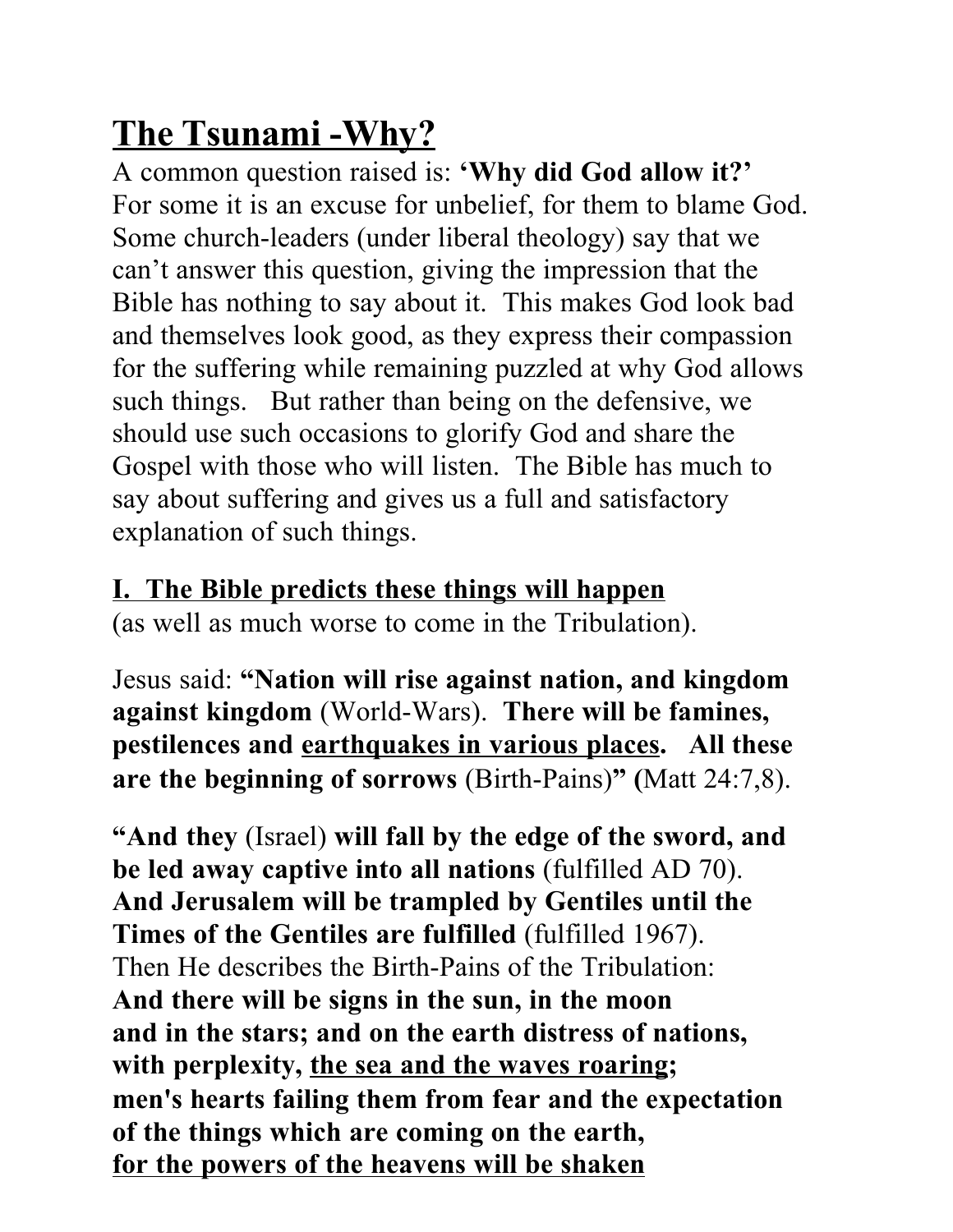# The Tsunami -Why?

A common question raised is: **'Why did God allow it?'** For some it is an excuse for unbelief, for them to blame God. Some church-leaders (under liberal theology) say that we can't answer this question, giving the impression that the Bible has nothing to say about it. This makes God look bad and themselves look good, as they express their compassion for the suffering while remaining puzzled at why God allows such things. But rather than being on the defensive, we should use such occasions to glorify God and share the Gospel with those who will listen. The Bible has much to say about suffering and gives us a full and satisfactory explanation of such things.

## I. The Bible predicts these things will happen

(as well as much worse to come in the Tribulation).

Jesus said: **"Nation will rise against nation, and kingdom against kingdom** (World-Wars). **There will be famines, pestilences and earthquakes in various places. All these are the beginning of sorrows** (Birth-Pains)**" (**Matt 24:7,8).

**"And they** (Israel) **will fall by the edge of the sword, and be led away captive into all nations** (fulfilled AD 70). **And Jerusalem will be trampled by Gentiles until the Times of the Gentiles are fulfilled** (fulfilled 1967).
Then He describes the Birth-Pains of the Tribulation:
**And there will be signs in the sun, in the moon and in the stars; and on the earth distress of nations, with perplexity, the sea and the waves roaring; men's hearts failing them from fear and the expectation of the things which are coming on the earth, for the powers of the heavens will be shaken**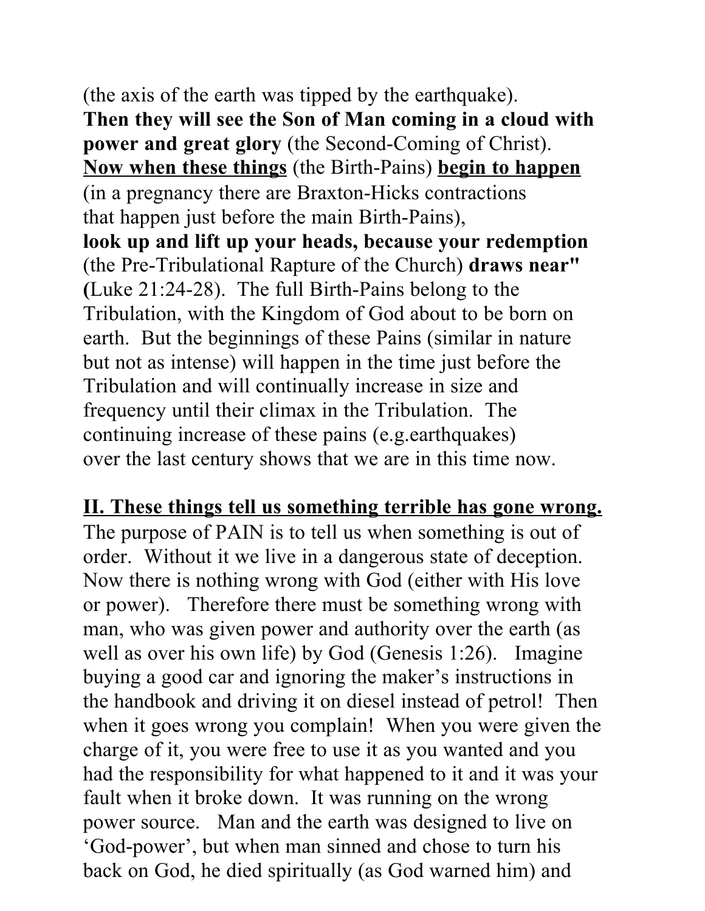(the axis of the earth was tipped by the earthquake). **Then they will see the Son of Man coming in a cloud with power and great glory** (the Second-Coming of Christ). **<u>Now when these things</u>** (the Birth-Pains) **<u>begin to happen</u>** (in a pregnancy there are Braxton-Hicks contractions that happen just before the main Birth-Pains), **look up and lift up your heads, because your redemption** (the Pre-Tribulational Rapture of the Church) **draws near" (**Luke 21:24-28). The full Birth-Pains belong to the Tribulation, with the Kingdom of God about to be born on earth. But the beginnings of these Pains (similar in nature but not as intense) will happen in the time just before the Tribulation and will continually increase in size and frequency until their climax in the Tribulation. The continuing increase of these pains (e.g.earthquakes) over the last century shows that we are in this time now.

**<u>II. These things tell us something terrible has gone wrong.</u>**

The purpose of PAIN is to tell us when something is out of order. Without it we live in a dangerous state of deception. Now there is nothing wrong with God (either with His love or power). Therefore there must be something wrong with man, who was given power and authority over the earth (as well as over his own life) by God (Genesis 1:26). Imagine buying a good car and ignoring the maker's instructions in the handbook and driving it on diesel instead of petrol! Then when it goes wrong you complain! When you were given the charge of it, you were free to use it as you wanted and you had the responsibility for what happened to it and it was your fault when it broke down. It was running on the wrong power source. Man and the earth was designed to live on 'God-power', but when man sinned and chose to turn his back on God, he died spiritually (as God warned him) and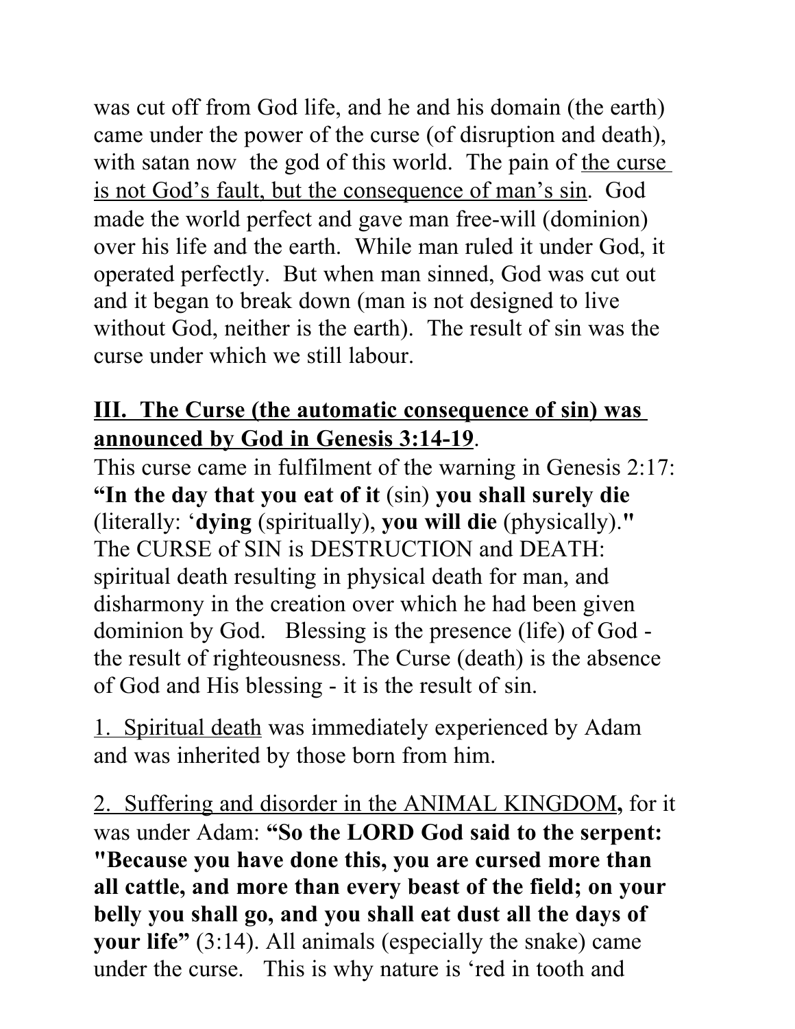was cut off from God life, and he and his domain (the earth) came under the power of the curse (of disruption and death), with satan now the god of this world. The pain of <u>the curse is not God's fault, but the consequence of man's sin</u>. God made the world perfect and gave man free-will (dominion) over his life and the earth. While man ruled it under God, it operated perfectly. But when man sinned, God was cut out and it began to break down (man is not designed to live without God, neither is the earth). The result of sin was the curse under which we still labour.

**<u>III. The Curse (the automatic consequence of sin) was announced by God in Genesis 3:14-19</u>**.

This curse came in fulfilment of the warning in Genesis 2:17: **"In the day that you eat of it** (sin) **you shall surely die** (literally: '**dying** (spiritually), **you will die** (physically)."

The CURSE of SIN is DESTRUCTION and DEATH: spiritual death resulting in physical death for man, and disharmony in the creation over which he had been given dominion by God. Blessing is the presence (life) of God - the result of righteousness. The Curse (death) is the absence of God and His blessing - it is the result of sin.

1. <u>Spiritual death</u> was immediately experienced by Adam and was inherited by those born from him.

2. <u>Suffering and disorder in the ANIMAL KINGDOM</u>**,** for it was under Adam: **"So the LORD God said to the serpent: "Because you have done this, you are cursed more than all cattle, and more than every beast of the field; on your belly you shall go, and you shall eat dust all the days of your life"** (3:14). All animals (especially the snake) came under the curse. This is why nature is 'red in tooth and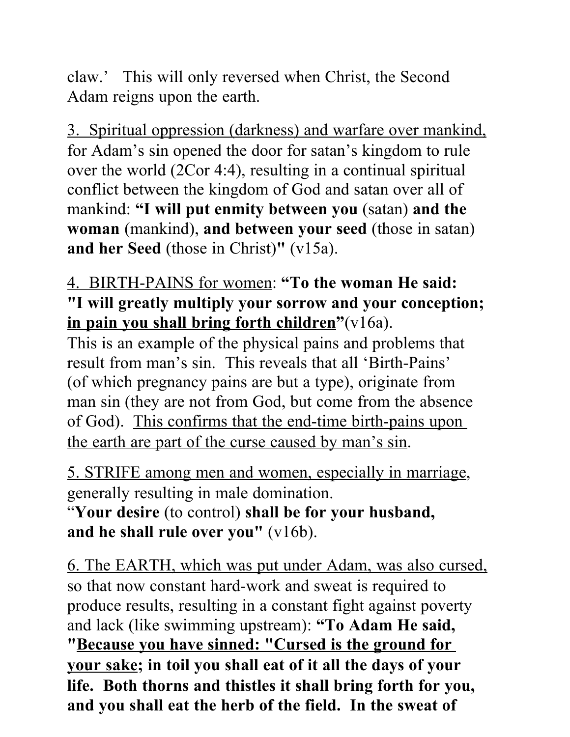claw.'   This will only reversed when Christ, the Second Adam reigns upon the earth.

<u>3.  Spiritual oppression (darkness) and warfare over mankind,</u> for Adam's sin opened the door for satan's kingdom to rule over the world (2Cor 4:4), resulting in a continual spiritual conflict between the kingdom of God and satan over all of mankind: **"I will put enmity between you** (satan) **and the woman** (mankind), **and between your seed** (those in satan) **and her Seed** (those in Christ)**"** (v15a).

<u>4.  BIRTH-PAINS for women</u>: **"To the woman He said: "I will greatly multiply your sorrow and your conception; <u>in pain you shall bring forth children</u>"**(v16a).
This is an example of the physical pains and problems that result from man's sin.  This reveals that all 'Birth-Pains' (of which pregnancy pains are but a type), originate from man sin (they are not from God, but come from the absence of God).  <u>This confirms that the end-time birth-pains upon the earth are part of the curse caused by man's sin</u>.

<u>5. STRIFE among men and women, especially in marriage</u>, generally resulting in male domination.
"**Your desire** (to control) **shall be for your husband, and he shall rule over you"** (v16b).

<u>6. The EARTH, which was put under Adam, was also cursed,</u> so that now constant hard-work and sweat is required to produce results, resulting in a constant fight against poverty and lack (like swimming upstream): **"To Adam He said, "<u>Because you have sinned: "Cursed is the ground for your sake</u>; in toil you shall eat of it all the days of your life.  Both thorns and thistles it shall bring forth for you, and you shall eat the herb of the field.  In the sweat of**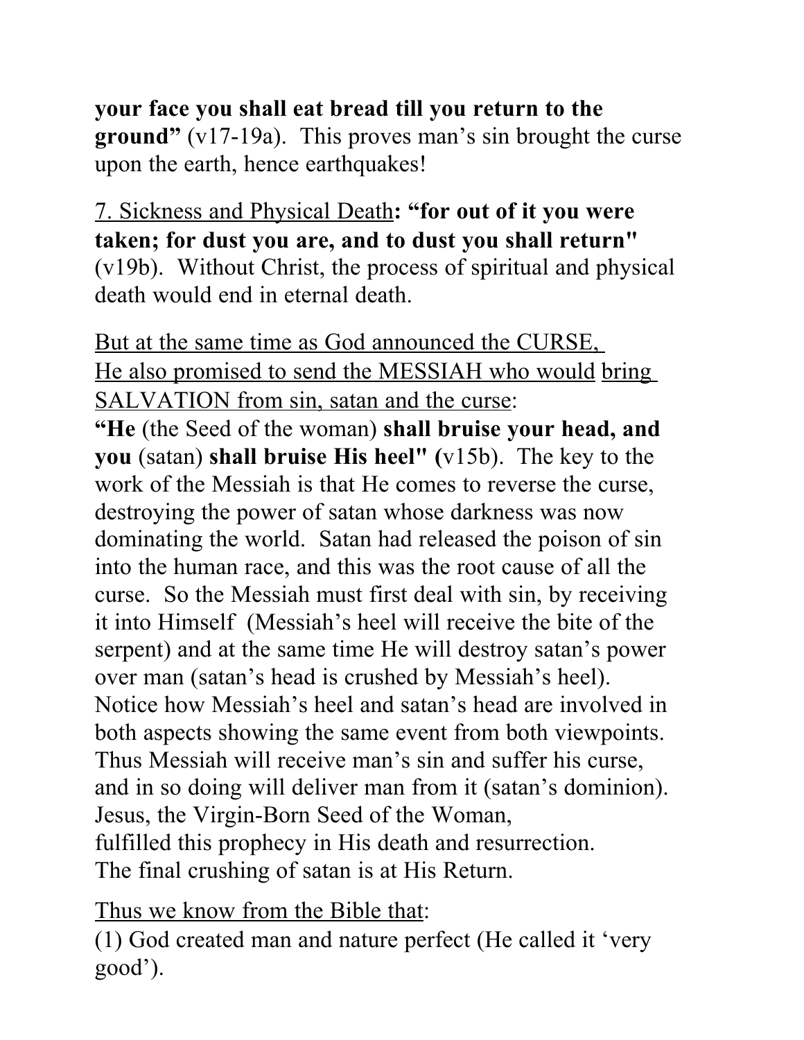**your face you shall eat bread till you return to the ground"** (v17-19a). This proves man's sin brought the curse upon the earth, hence earthquakes!

<u>7. Sickness and Physical Death</u>**: "for out of it you were taken; for dust you are, and to dust you shall return"** (v19b). Without Christ, the process of spiritual and physical death would end in eternal death.

<u>But at the same time as God announced the CURSE, He also promised to send the MESSIAH who would</u> <u>bring SALVATION from sin, satan and the curse</u>:
**"He** (the Seed of the woman) **shall bruise your head, and you** (satan) **shall bruise His heel" (**v15b). The key to the work of the Messiah is that He comes to reverse the curse, destroying the power of satan whose darkness was now dominating the world. Satan had released the poison of sin into the human race, and this was the root cause of all the curse. So the Messiah must first deal with sin, by receiving it into Himself (Messiah's heel will receive the bite of the serpent) and at the same time He will destroy satan's power over man (satan's head is crushed by Messiah's heel). Notice how Messiah's heel and satan's head are involved in both aspects showing the same event from both viewpoints. Thus Messiah will receive man's sin and suffer his curse, and in so doing will deliver man from it (satan's dominion). Jesus, the Virgin-Born Seed of the Woman, fulfilled this prophecy in His death and resurrection. The final crushing of satan is at His Return.

<u>Thus we know from the Bible that</u>:
(1) God created man and nature perfect (He called it 'very good').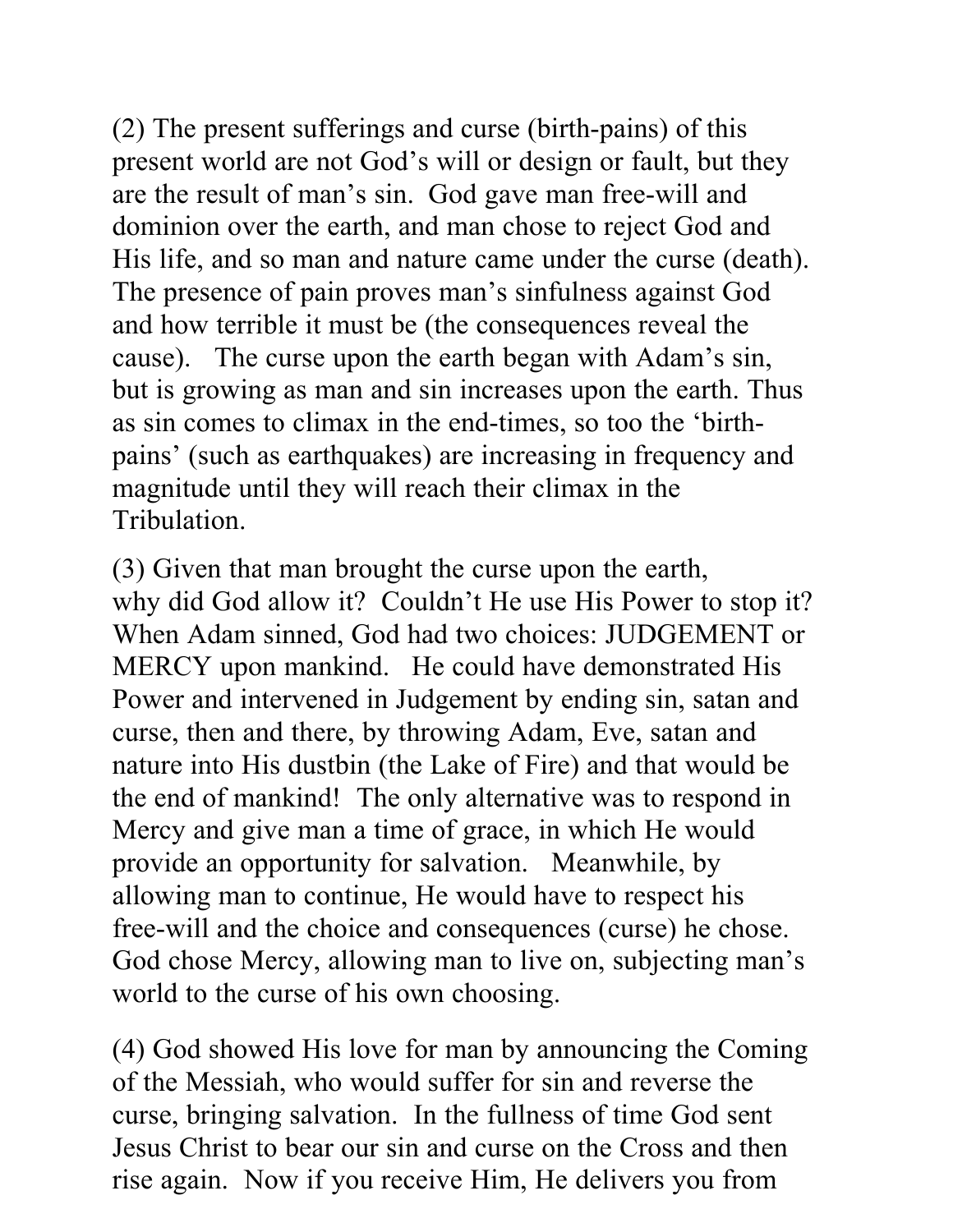(2) The present sufferings and curse (birth-pains) of this present world are not God's will or design or fault, but they are the result of man's sin. God gave man free-will and dominion over the earth, and man chose to reject God and His life, and so man and nature came under the curse (death). The presence of pain proves man's sinfulness against God and how terrible it must be (the consequences reveal the cause). The curse upon the earth began with Adam's sin, but is growing as man and sin increases upon the earth. Thus as sin comes to climax in the end-times, so too the 'birth-pains' (such as earthquakes) are increasing in frequency and magnitude until they will reach their climax in the Tribulation.

(3) Given that man brought the curse upon the earth, why did God allow it? Couldn't He use His Power to stop it? When Adam sinned, God had two choices: JUDGEMENT or MERCY upon mankind. He could have demonstrated His Power and intervened in Judgement by ending sin, satan and curse, then and there, by throwing Adam, Eve, satan and nature into His dustbin (the Lake of Fire) and that would be the end of mankind! The only alternative was to respond in Mercy and give man a time of grace, in which He would provide an opportunity for salvation. Meanwhile, by allowing man to continue, He would have to respect his free-will and the choice and consequences (curse) he chose. God chose Mercy, allowing man to live on, subjecting man's world to the curse of his own choosing.

(4) God showed His love for man by announcing the Coming of the Messiah, who would suffer for sin and reverse the curse, bringing salvation. In the fullness of time God sent Jesus Christ to bear our sin and curse on the Cross and then rise again. Now if you receive Him, He delivers you from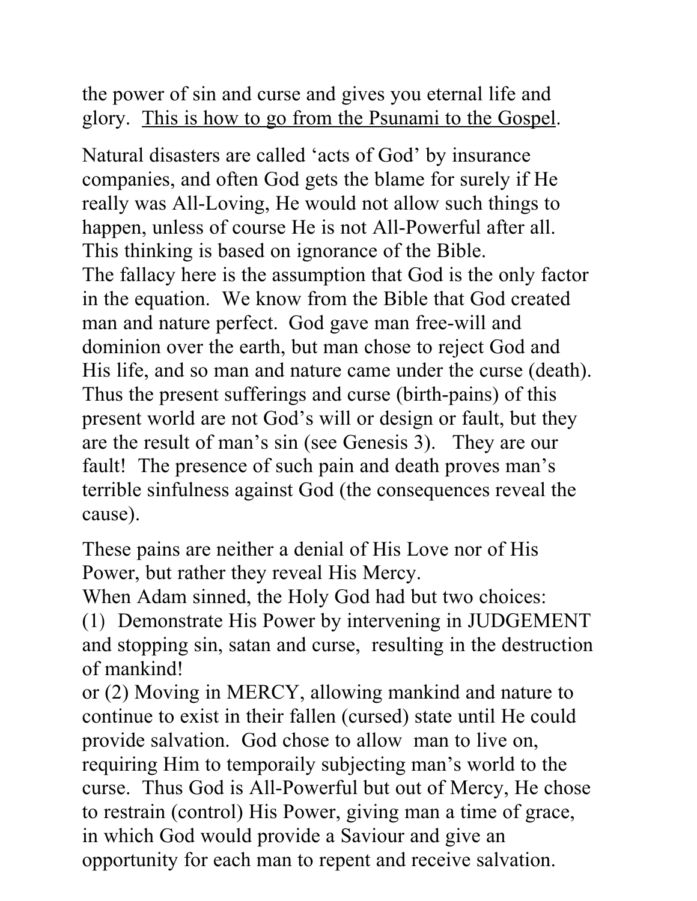the power of sin and curse and gives you eternal life and glory. <u>This is how to go from the Psunami to the Gospel</u>.

Natural disasters are called 'acts of God' by insurance companies, and often God gets the blame for surely if He really was All-Loving, He would not allow such things to happen, unless of course He is not All-Powerful after all. This thinking is based on ignorance of the Bible.
The fallacy here is the assumption that God is the only factor in the equation. We know from the Bible that God created man and nature perfect. God gave man free-will and dominion over the earth, but man chose to reject God and His life, and so man and nature came under the curse (death). Thus the present sufferings and curse (birth-pains) of this present world are not God's will or design or fault, but they are the result of man's sin (see Genesis 3). They are our fault! The presence of such pain and death proves man's terrible sinfulness against God (the consequences reveal the cause).

These pains are neither a denial of His Love nor of His Power, but rather they reveal His Mercy.
When Adam sinned, the Holy God had but two choices:
(1) Demonstrate His Power by intervening in JUDGEMENT and stopping sin, satan and curse, resulting in the destruction of mankind!
or (2) Moving in MERCY, allowing mankind and nature to continue to exist in their fallen (cursed) state until He could provide salvation. God chose to allow man to live on, requiring Him to temporaily subjecting man's world to the curse. Thus God is All-Powerful but out of Mercy, He chose to restrain (control) His Power, giving man a time of grace, in which God would provide a Saviour and give an opportunity for each man to repent and receive salvation.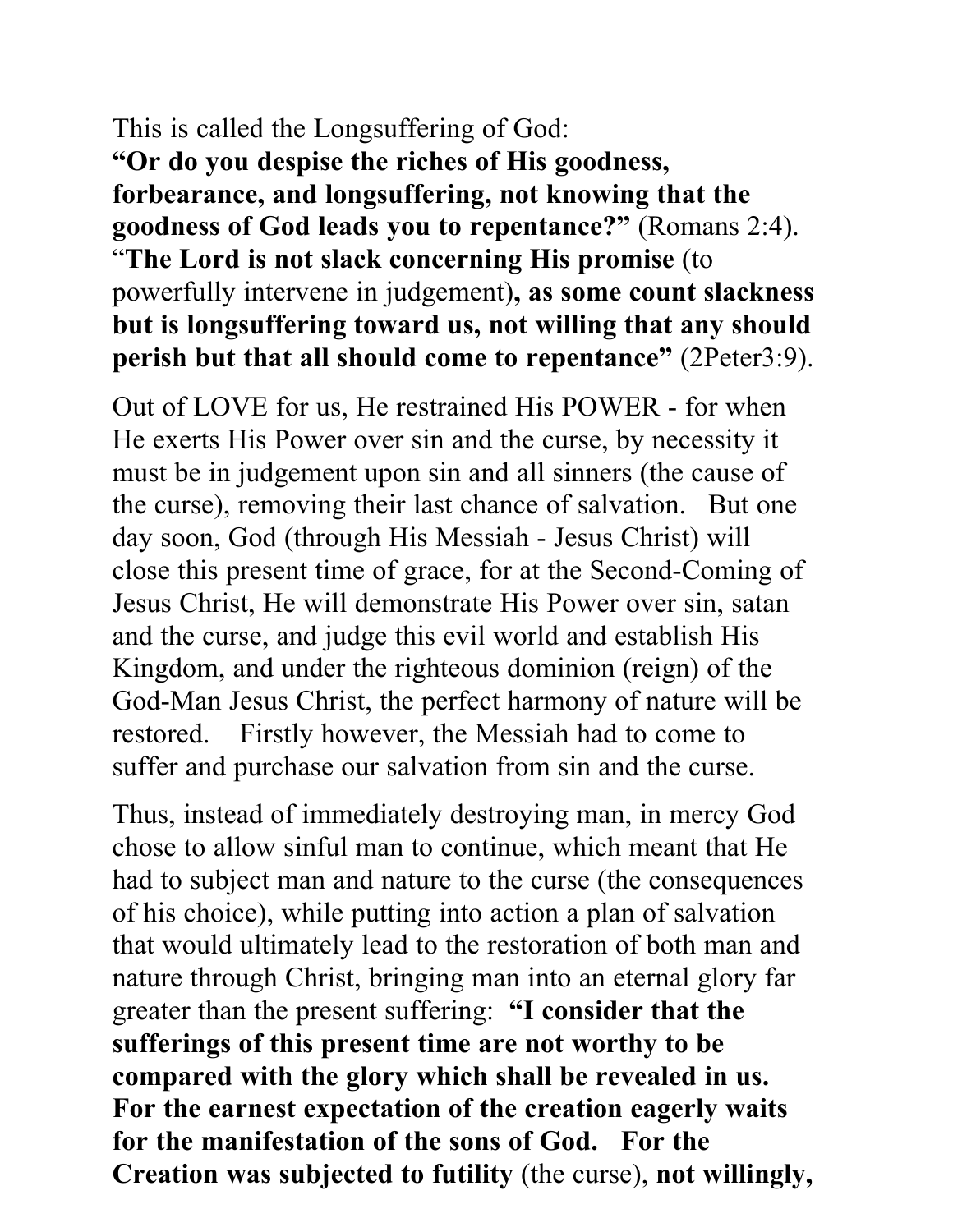This is called the Longsuffering of God:
**"Or do you despise the riches of His goodness, forbearance, and longsuffering, not knowing that the goodness of God leads you to repentance?"** (Romans 2:4). "**The Lord is not slack concerning His promise** (to powerfully intervene in judgement)**, as some count slackness but is longsuffering toward us, not willing that any should perish but that all should come to repentance"** (2Peter3:9).

Out of LOVE for us, He restrained His POWER - for when He exerts His Power over sin and the curse, by necessity it must be in judgement upon sin and all sinners (the cause of the curse), removing their last chance of salvation. But one day soon, God (through His Messiah - Jesus Christ) will close this present time of grace, for at the Second-Coming of Jesus Christ, He will demonstrate His Power over sin, satan and the curse, and judge this evil world and establish His Kingdom, and under the righteous dominion (reign) of the God-Man Jesus Christ, the perfect harmony of nature will be restored. Firstly however, the Messiah had to come to suffer and purchase our salvation from sin and the curse.

Thus, instead of immediately destroying man, in mercy God chose to allow sinful man to continue, which meant that He had to subject man and nature to the curse (the consequences of his choice), while putting into action a plan of salvation that would ultimately lead to the restoration of both man and nature through Christ, bringing man into an eternal glory far greater than the present suffering: **"I consider that the sufferings of this present time are not worthy to be compared with the glory which shall be revealed in us. For the earnest expectation of the creation eagerly waits for the manifestation of the sons of God. For the Creation was subjected to futility** (the curse), **not willingly,**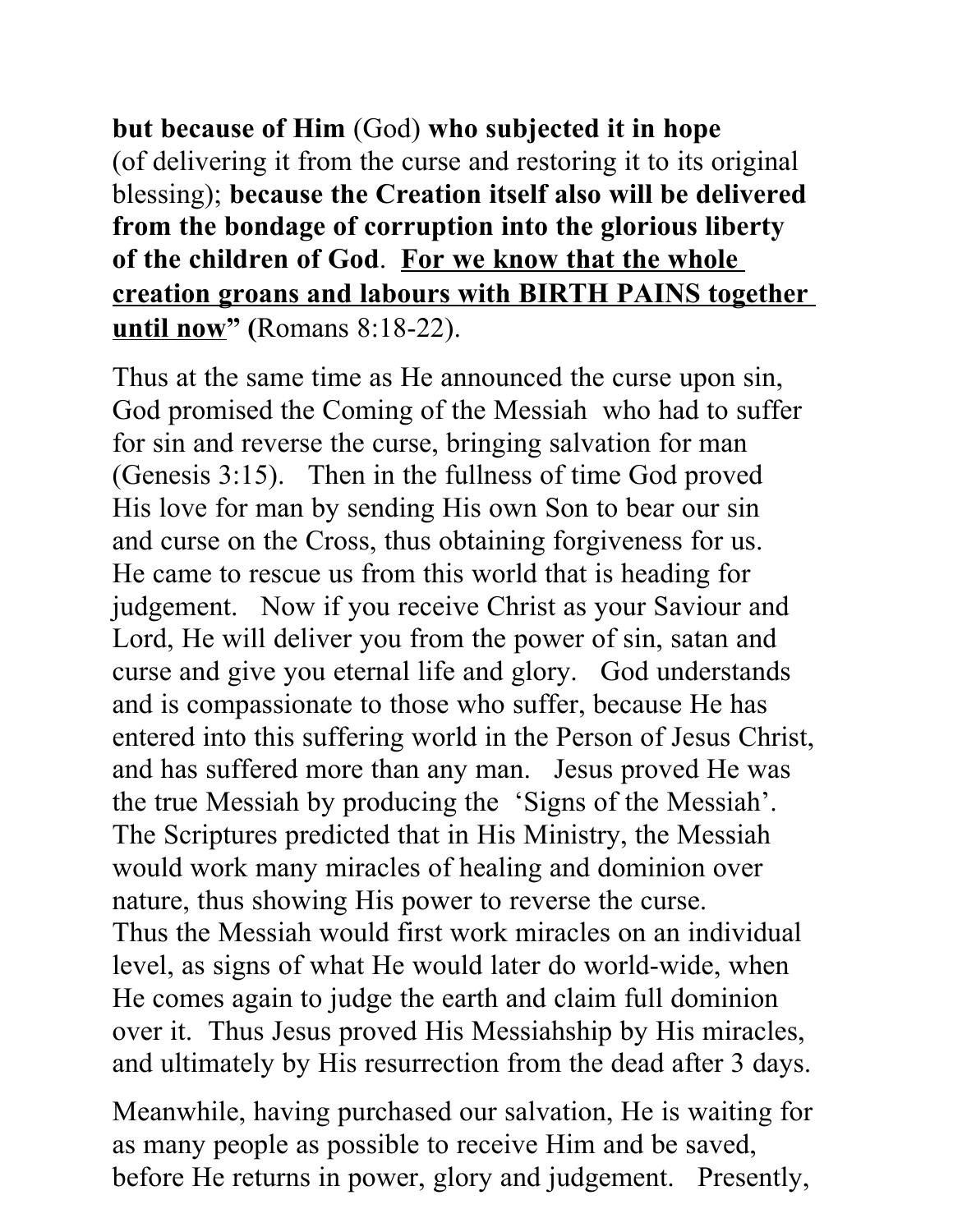**but because of Him** (God) **who subjected it in hope** (of delivering it from the curse and restoring it to its original blessing); **because the Creation itself also will be delivered from the bondage of corruption into the glorious liberty of the children of God**. **<u>For we know that the whole creation groans and labours with BIRTH PAINS together until now</u>" (**Romans 8:18-22).

Thus at the same time as He announced the curse upon sin, God promised the Coming of the Messiah who had to suffer for sin and reverse the curse, bringing salvation for man (Genesis 3:15). Then in the fullness of time God proved His love for man by sending His own Son to bear our sin and curse on the Cross, thus obtaining forgiveness for us. He came to rescue us from this world that is heading for judgement. Now if you receive Christ as your Saviour and Lord, He will deliver you from the power of sin, satan and curse and give you eternal life and glory. God understands and is compassionate to those who suffer, because He has entered into this suffering world in the Person of Jesus Christ, and has suffered more than any man. Jesus proved He was the true Messiah by producing the 'Signs of the Messiah'. The Scriptures predicted that in His Ministry, the Messiah would work many miracles of healing and dominion over nature, thus showing His power to reverse the curse. Thus the Messiah would first work miracles on an individual level, as signs of what He would later do world-wide, when He comes again to judge the earth and claim full dominion over it. Thus Jesus proved His Messiahship by His miracles, and ultimately by His resurrection from the dead after 3 days.

Meanwhile, having purchased our salvation, He is waiting for as many people as possible to receive Him and be saved, before He returns in power, glory and judgement. Presently,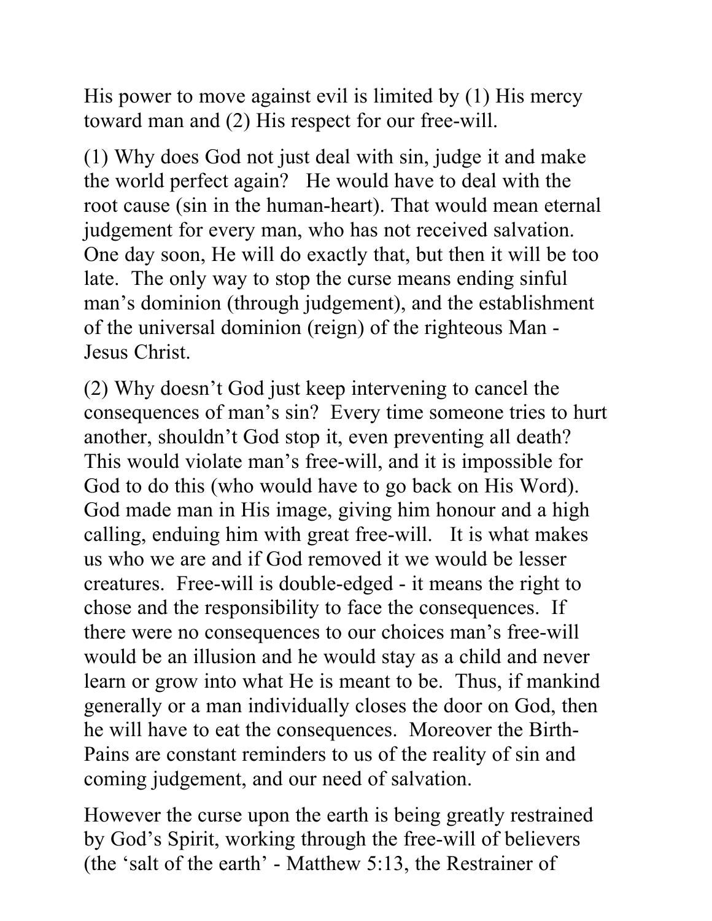His power to move against evil is limited by (1) His mercy toward man and (2) His respect for our free-will.

(1) Why does God not just deal with sin, judge it and make the world perfect again? He would have to deal with the root cause (sin in the human-heart). That would mean eternal judgement for every man, who has not received salvation. One day soon, He will do exactly that, but then it will be too late. The only way to stop the curse means ending sinful man's dominion (through judgement), and the establishment of the universal dominion (reign) of the righteous Man - Jesus Christ.

(2) Why doesn't God just keep intervening to cancel the consequences of man's sin? Every time someone tries to hurt another, shouldn't God stop it, even preventing all death? This would violate man's free-will, and it is impossible for God to do this (who would have to go back on His Word). God made man in His image, giving him honour and a high calling, enduing him with great free-will. It is what makes us who we are and if God removed it we would be lesser creatures. Free-will is double-edged - it means the right to chose and the responsibility to face the consequences. If there were no consequences to our choices man's free-will would be an illusion and he would stay as a child and never learn or grow into what He is meant to be. Thus, if mankind generally or a man individually closes the door on God, then he will have to eat the consequences. Moreover the Birth-Pains are constant reminders to us of the reality of sin and coming judgement, and our need of salvation.

However the curse upon the earth is being greatly restrained by God's Spirit, working through the free-will of believers (the 'salt of the earth' - Matthew 5:13, the Restrainer of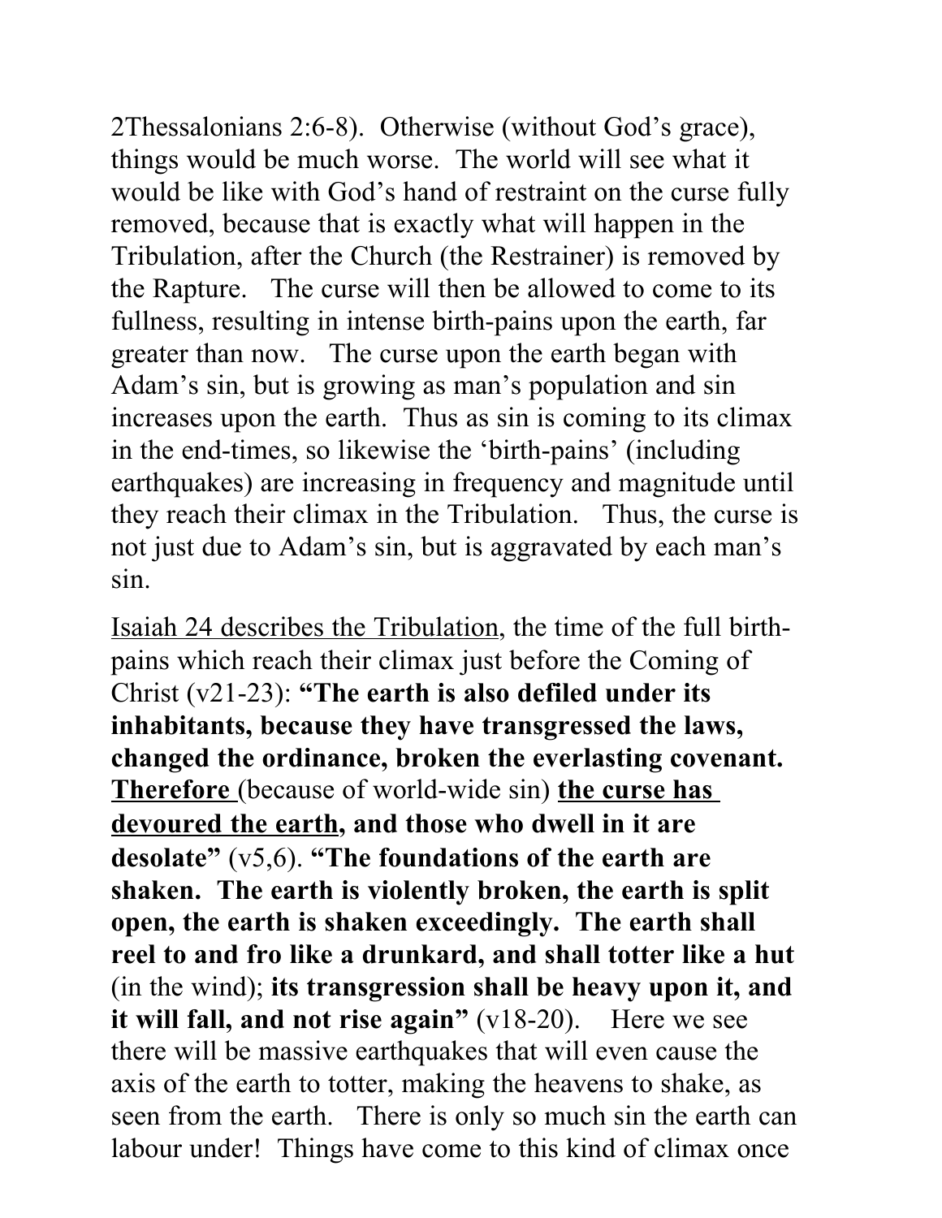2Thessalonians 2:6-8). Otherwise (without God's grace), things would be much worse. The world will see what it would be like with God's hand of restraint on the curse fully removed, because that is exactly what will happen in the Tribulation, after the Church (the Restrainer) is removed by the Rapture. The curse will then be allowed to come to its fullness, resulting in intense birth-pains upon the earth, far greater than now. The curse upon the earth began with Adam's sin, but is growing as man's population and sin increases upon the earth. Thus as sin is coming to its climax in the end-times, so likewise the 'birth-pains' (including earthquakes) are increasing in frequency and magnitude until they reach their climax in the Tribulation. Thus, the curse is not just due to Adam's sin, but is aggravated by each man's sin.

<u>Isaiah 24 describes the Tribulation</u>, the time of the full birth-pains which reach their climax just before the Coming of Christ (v21-23): **"The earth is also defiled under its inhabitants, because they have transgressed the laws, changed the ordinance, broken the everlasting covenant. <u>Therefore</u>** (because of world-wide sin) **<u>the curse has devoured the earth</u>, and those who dwell in it are desolate"** (v5,6). **"The foundations of the earth are shaken. The earth is violently broken, the earth is split open, the earth is shaken exceedingly. The earth shall reel to and fro like a drunkard, and shall totter like a hut** (in the wind); **its transgression shall be heavy upon it, and it will fall, and not rise again"** (v18-20). Here we see there will be massive earthquakes that will even cause the axis of the earth to totter, making the heavens to shake, as seen from the earth. There is only so much sin the earth can labour under! Things have come to this kind of climax once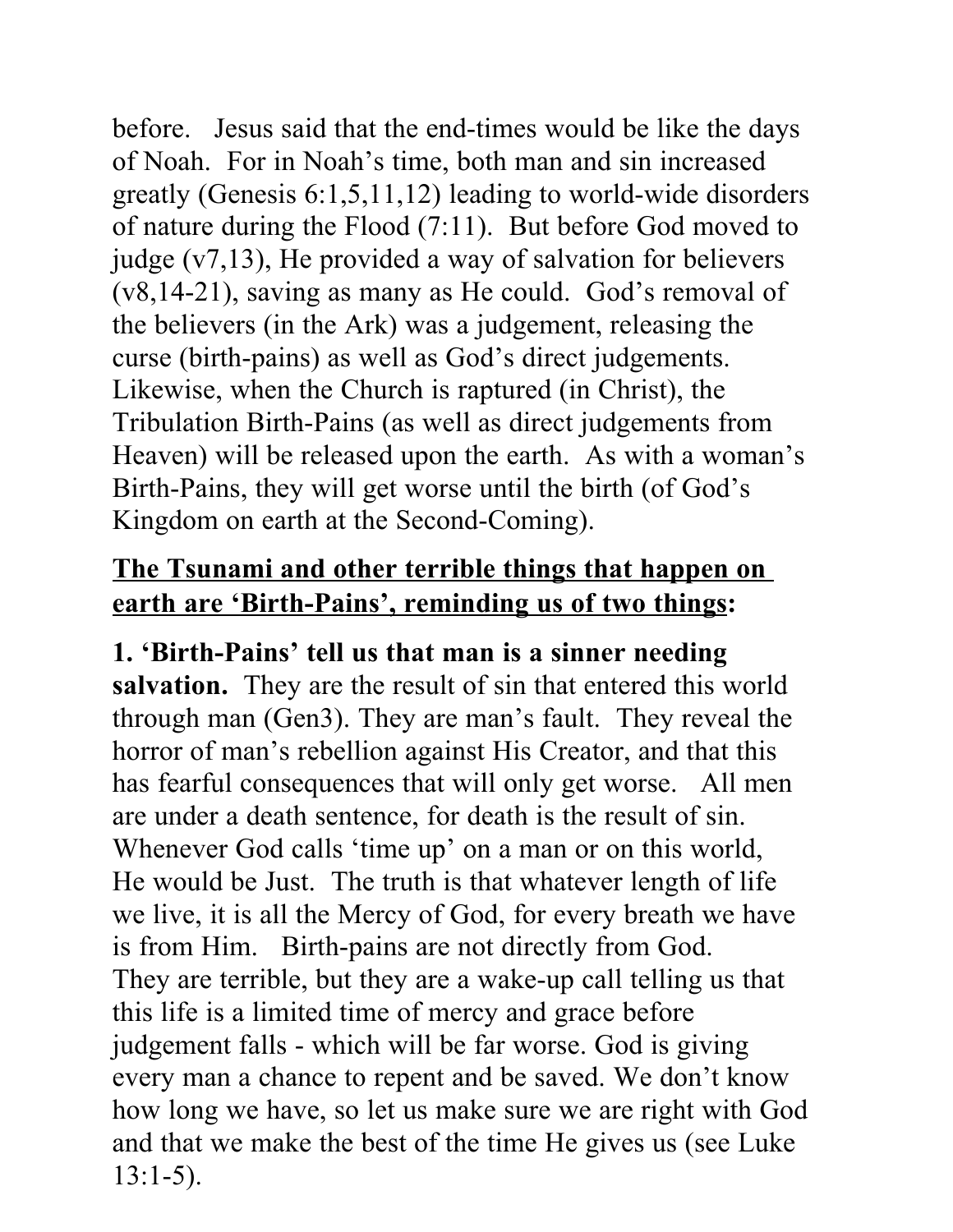before. Jesus said that the end-times would be like the days of Noah. For in Noah's time, both man and sin increased greatly (Genesis 6:1,5,11,12) leading to world-wide disorders of nature during the Flood (7:11). But before God moved to judge (v7,13), He provided a way of salvation for believers (v8,14-21), saving as many as He could. God's removal of the believers (in the Ark) was a judgement, releasing the curse (birth-pains) as well as God's direct judgements. Likewise, when the Church is raptured (in Christ), the Tribulation Birth-Pains (as well as direct judgements from Heaven) will be released upon the earth. As with a woman's Birth-Pains, they will get worse until the birth (of God's Kingdom on earth at the Second-Coming).

**<u>The Tsunami and other terrible things that happen on earth are 'Birth-Pains', reminding us of two things</u>:**

**1. 'Birth-Pains' tell us that man is a sinner needing salvation.** They are the result of sin that entered this world through man (Gen3). They are man's fault. They reveal the horror of man's rebellion against His Creator, and that this has fearful consequences that will only get worse. All men are under a death sentence, for death is the result of sin. Whenever God calls 'time up' on a man or on this world, He would be Just. The truth is that whatever length of life we live, it is all the Mercy of God, for every breath we have is from Him. Birth-pains are not directly from God. They are terrible, but they are a wake-up call telling us that this life is a limited time of mercy and grace before judgement falls - which will be far worse. God is giving every man a chance to repent and be saved. We don't know how long we have, so let us make sure we are right with God and that we make the best of the time He gives us (see Luke 13:1-5).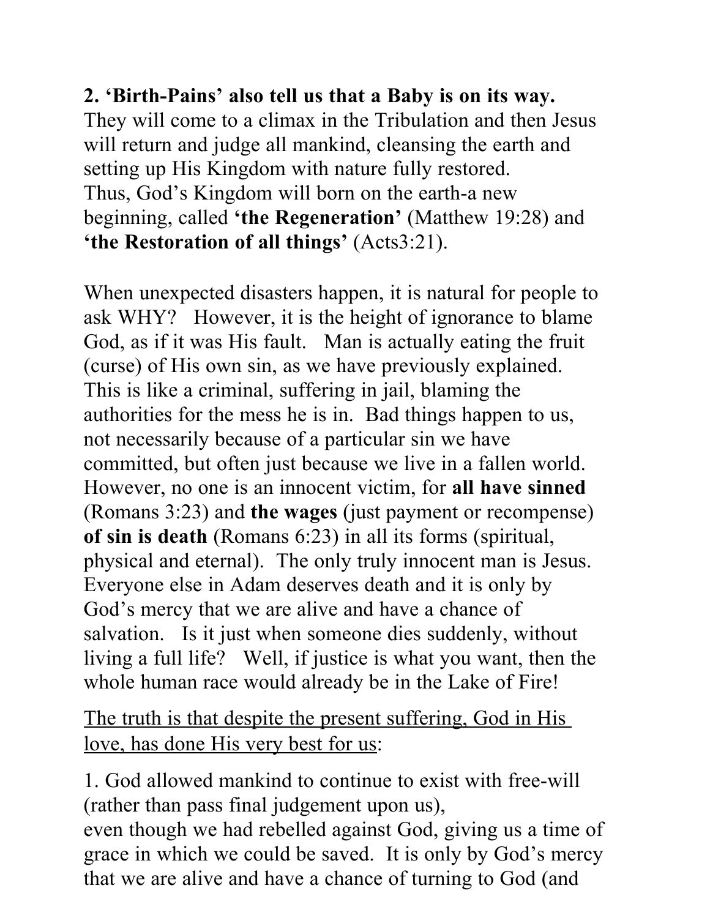**2. 'Birth-Pains' also tell us that a Baby is on its way.**
They will come to a climax in the Tribulation and then Jesus will return and judge all mankind, cleansing the earth and setting up His Kingdom with nature fully restored.
Thus, God's Kingdom will born on the earth-a new beginning, called **'the Regeneration'** (Matthew 19:28) and **'the Restoration of all things'** (Acts3:21).

When unexpected disasters happen, it is natural for people to ask WHY? However, it is the height of ignorance to blame God, as if it was His fault. Man is actually eating the fruit (curse) of His own sin, as we have previously explained. This is like a criminal, suffering in jail, blaming the authorities for the mess he is in. Bad things happen to us, not necessarily because of a particular sin we have committed, but often just because we live in a fallen world. However, no one is an innocent victim, for **all have sinned** (Romans 3:23) and **the wages** (just payment or recompense) **of sin is death** (Romans 6:23) in all its forms (spiritual, physical and eternal). The only truly innocent man is Jesus. Everyone else in Adam deserves death and it is only by God's mercy that we are alive and have a chance of salvation. Is it just when someone dies suddenly, without living a full life? Well, if justice is what you want, then the whole human race would already be in the Lake of Fire!

<u>The truth is that despite the present suffering, God in His love, has done His very best for us</u>:

1. God allowed mankind to continue to exist with free-will (rather than pass final judgement upon us),
even though we had rebelled against God, giving us a time of grace in which we could be saved. It is only by God's mercy that we are alive and have a chance of turning to God (and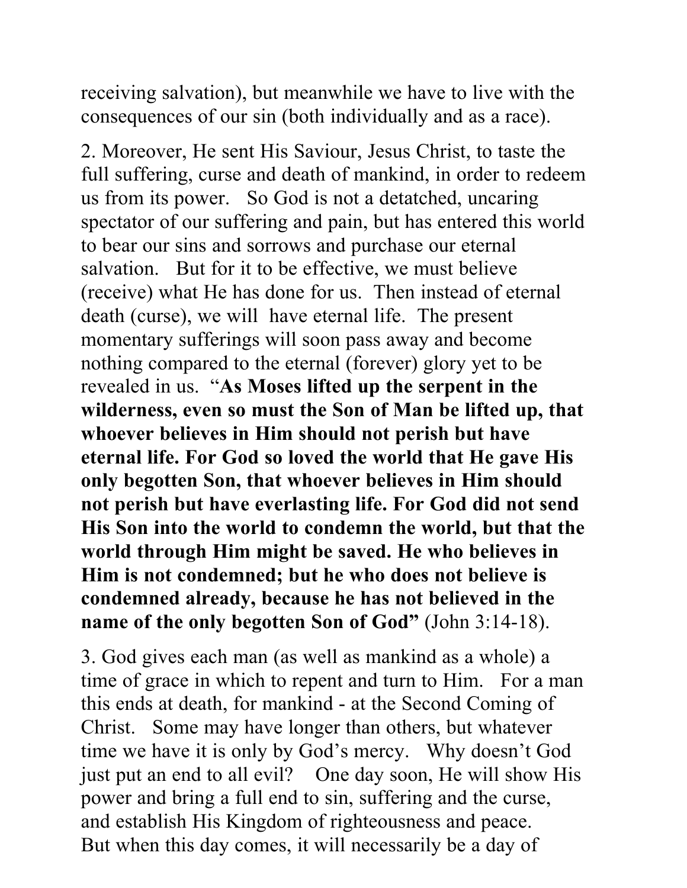receiving salvation), but meanwhile we have to live with the consequences of our sin (both individually and as a race).

2. Moreover, He sent His Saviour, Jesus Christ, to taste the full suffering, curse and death of mankind, in order to redeem us from its power. So God is not a detatched, uncaring spectator of our suffering and pain, but has entered this world to bear our sins and sorrows and purchase our eternal salvation. But for it to be effective, we must believe (receive) what He has done for us. Then instead of eternal death (curse), we will have eternal life. The present momentary sufferings will soon pass away and become nothing compared to the eternal (forever) glory yet to be revealed in us. "**As Moses lifted up the serpent in the wilderness, even so must the Son of Man be lifted up, that whoever believes in Him should not perish but have eternal life. For God so loved the world that He gave His only begotten Son, that whoever believes in Him should not perish but have everlasting life. For God did not send His Son into the world to condemn the world, but that the world through Him might be saved. He who believes in Him is not condemned; but he who does not believe is condemned already, because he has not believed in the name of the only begotten Son of God"** (John 3:14-18).

3. God gives each man (as well as mankind as a whole) a time of grace in which to repent and turn to Him. For a man this ends at death, for mankind - at the Second Coming of Christ. Some may have longer than others, but whatever time we have it is only by God's mercy. Why doesn't God just put an end to all evil? One day soon, He will show His power and bring a full end to sin, suffering and the curse, and establish His Kingdom of righteousness and peace. But when this day comes, it will necessarily be a day of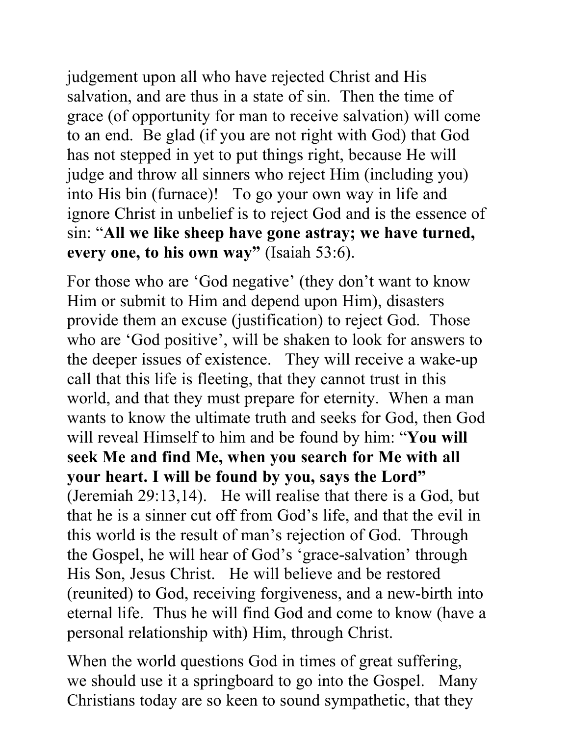judgement upon all who have rejected Christ and His salvation, and are thus in a state of sin. Then the time of grace (of opportunity for man to receive salvation) will come to an end. Be glad (if you are not right with God) that God has not stepped in yet to put things right, because He will judge and throw all sinners who reject Him (including you) into His bin (furnace)! To go your own way in life and ignore Christ in unbelief is to reject God and is the essence of sin: "**All we like sheep have gone astray; we have turned, every one, to his own way"** (Isaiah 53:6).

For those who are 'God negative' (they don't want to know Him or submit to Him and depend upon Him), disasters provide them an excuse (justification) to reject God. Those who are 'God positive', will be shaken to look for answers to the deeper issues of existence. They will receive a wake-up call that this life is fleeting, that they cannot trust in this world, and that they must prepare for eternity. When a man wants to know the ultimate truth and seeks for God, then God will reveal Himself to him and be found by him: "**You will seek Me and find Me, when you search for Me with all your heart. I will be found by you, says the Lord"** (Jeremiah 29:13,14). He will realise that there is a God, but that he is a sinner cut off from God's life, and that the evil in this world is the result of man's rejection of God. Through the Gospel, he will hear of God's 'grace-salvation' through His Son, Jesus Christ. He will believe and be restored (reunited) to God, receiving forgiveness, and a new-birth into eternal life. Thus he will find God and come to know (have a personal relationship with) Him, through Christ.

When the world questions God in times of great suffering, we should use it a springboard to go into the Gospel. Many Christians today are so keen to sound sympathetic, that they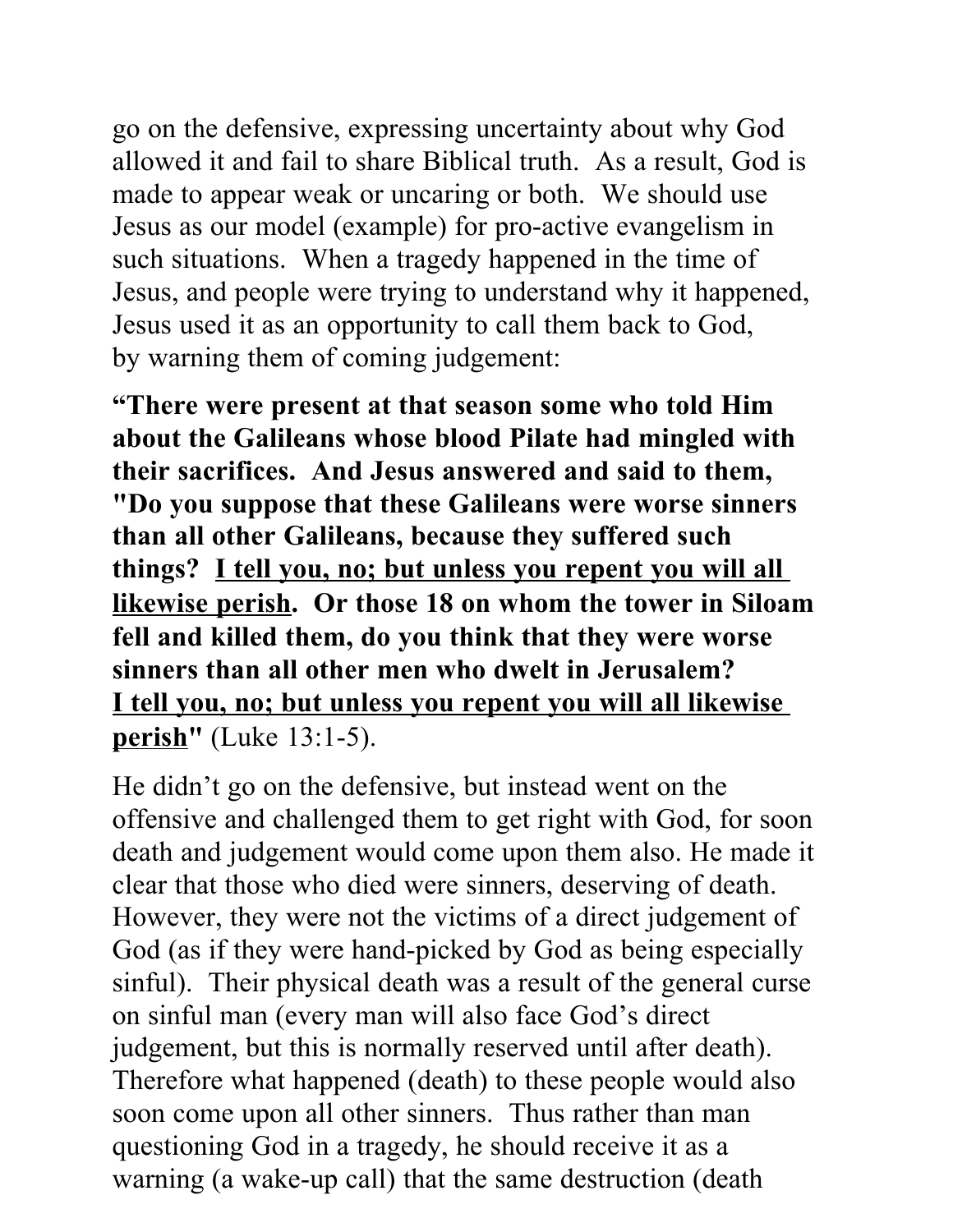go on the defensive, expressing uncertainty about why God allowed it and fail to share Biblical truth. As a result, God is made to appear weak or uncaring or both. We should use Jesus as our model (example) for pro-active evangelism in such situations. When a tragedy happened in the time of Jesus, and people were trying to understand why it happened, Jesus used it as an opportunity to call them back to God, by warning them of coming judgement:

**"There were present at that season some who told Him about the Galileans whose blood Pilate had mingled with their sacrifices. And Jesus answered and said to them, "Do you suppose that these Galileans were worse sinners than all other Galileans, because they suffered such things? <u>I tell you, no; but unless you repent you will all likewise perish</u>. Or those 18 on whom the tower in Siloam fell and killed them, do you think that they were worse sinners than all other men who dwelt in Jerusalem? <u>I tell you, no; but unless you repent you will all likewise perish</u>"** (Luke 13:1-5).

He didn't go on the defensive, but instead went on the offensive and challenged them to get right with God, for soon death and judgement would come upon them also. He made it clear that those who died were sinners, deserving of death. However, they were not the victims of a direct judgement of God (as if they were hand-picked by God as being especially sinful). Their physical death was a result of the general curse on sinful man (every man will also face God's direct judgement, but this is normally reserved until after death). Therefore what happened (death) to these people would also soon come upon all other sinners. Thus rather than man questioning God in a tragedy, he should receive it as a warning (a wake-up call) that the same destruction (death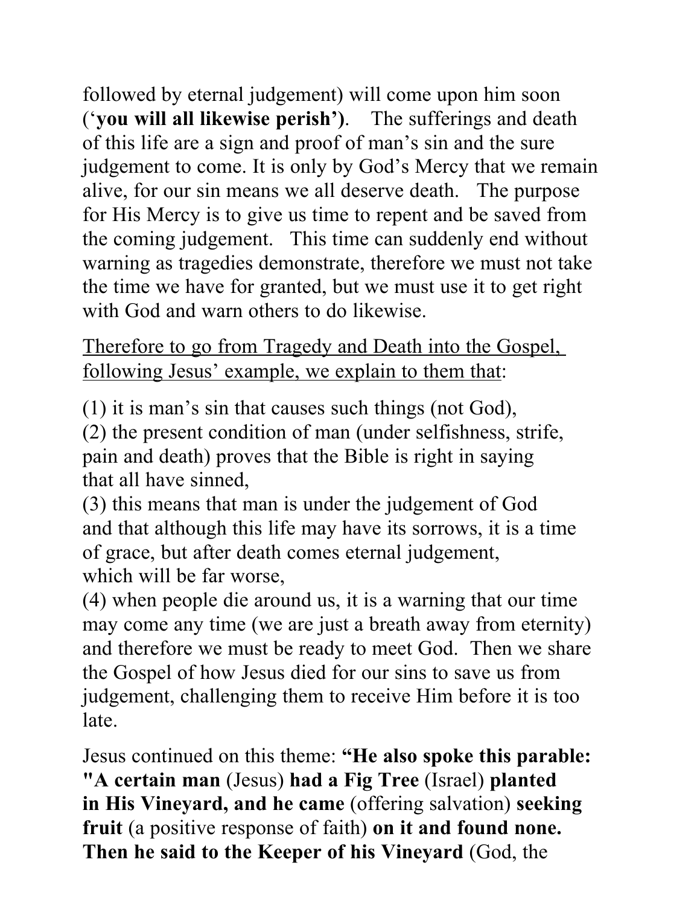followed by eternal judgement) will come upon him soon (‘**you will all likewise perish’)**. The sufferings and death of this life are a sign and proof of man’s sin and the sure judgement to come. It is only by God’s Mercy that we remain alive, for our sin means we all deserve death. The purpose for His Mercy is to give us time to repent and be saved from the coming judgement. This time can suddenly end without warning as tragedies demonstrate, therefore we must not take the time we have for granted, but we must use it to get right with God and warn others to do likewise.

<u>Therefore to go from Tragedy and Death into the Gospel, following Jesus’ example, we explain to them that</u>:

(1) it is man’s sin that causes such things (not God),
(2) the present condition of man (under selfishness, strife, pain and death) proves that the Bible is right in saying that all have sinned,
(3) this means that man is under the judgement of God and that although this life may have its sorrows, it is a time of grace, but after death comes eternal judgement, which will be far worse,
(4) when people die around us, it is a warning that our time may come any time (we are just a breath away from eternity) and therefore we must be ready to meet God. Then we share the Gospel of how Jesus died for our sins to save us from judgement, challenging them to receive Him before it is too late.

Jesus continued on this theme: **“He also spoke this parable: "A certain man** (Jesus) **had a Fig Tree** (Israel) **planted in His Vineyard, and he came** (offering salvation) **seeking fruit** (a positive response of faith) **on it and found none. Then he said to the Keeper of his Vineyard** (God, the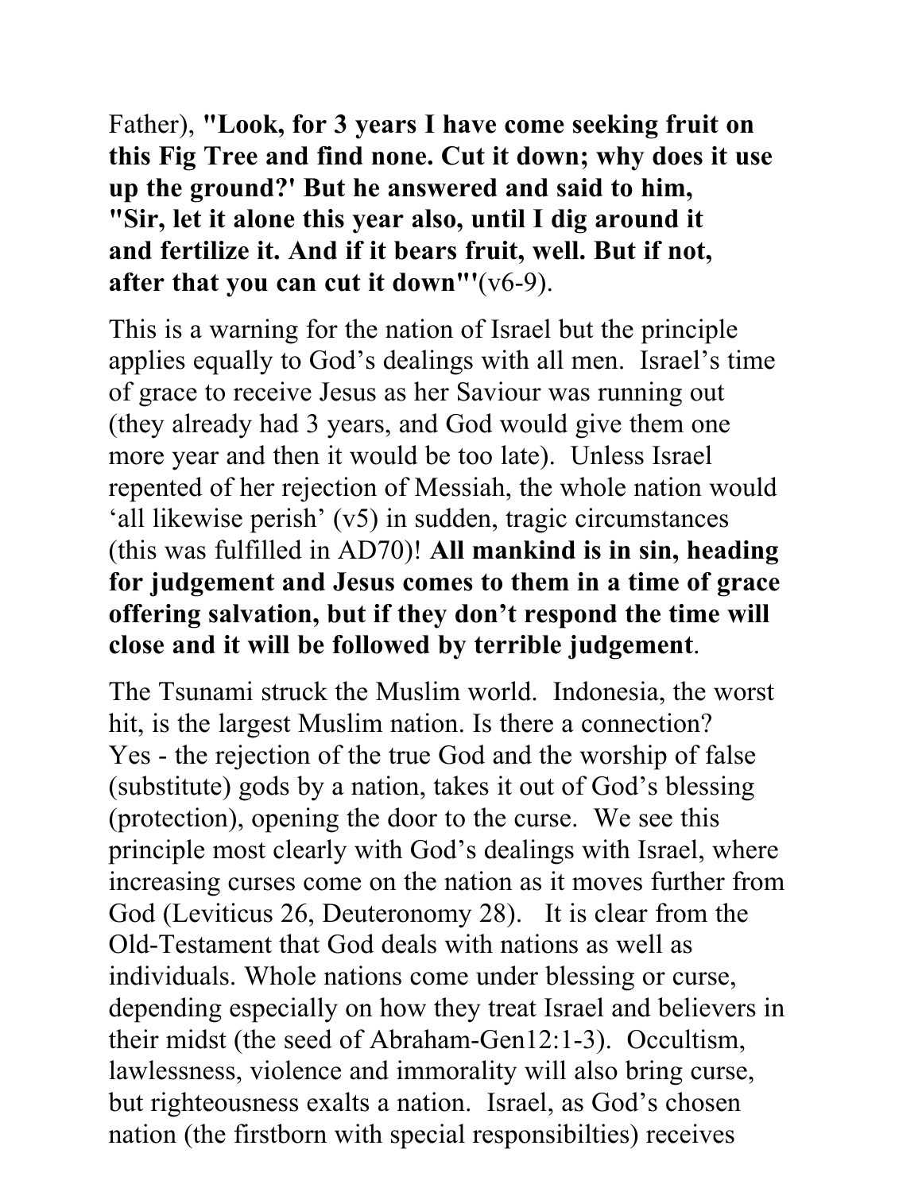Father), **"Look, for 3 years I have come seeking fruit on this Fig Tree and find none. Cut it down; why does it use up the ground?' But he answered and said to him, "Sir, let it alone this year also, until I dig around it and fertilize it. And if it bears fruit, well. But if not, after that you can cut it down"'**(v6-9).

This is a warning for the nation of Israel but the principle applies equally to God's dealings with all men. Israel's time of grace to receive Jesus as her Saviour was running out (they already had 3 years, and God would give them one more year and then it would be too late). Unless Israel repented of her rejection of Messiah, the whole nation would 'all likewise perish' (v5) in sudden, tragic circumstances (this was fulfilled in AD70)! **All mankind is in sin, heading for judgement and Jesus comes to them in a time of grace offering salvation, but if they don't respond the time will close and it will be followed by terrible judgement**.

The Tsunami struck the Muslim world. Indonesia, the worst hit, is the largest Muslim nation. Is there a connection? Yes - the rejection of the true God and the worship of false (substitute) gods by a nation, takes it out of God's blessing (protection), opening the door to the curse. We see this principle most clearly with God's dealings with Israel, where increasing curses come on the nation as it moves further from God (Leviticus 26, Deuteronomy 28). It is clear from the Old-Testament that God deals with nations as well as individuals. Whole nations come under blessing or curse, depending especially on how they treat Israel and believers in their midst (the seed of Abraham-Gen12:1-3). Occultism, lawlessness, violence and immorality will also bring curse, but righteousness exalts a nation. Israel, as God's chosen nation (the firstborn with special responsibilties) receives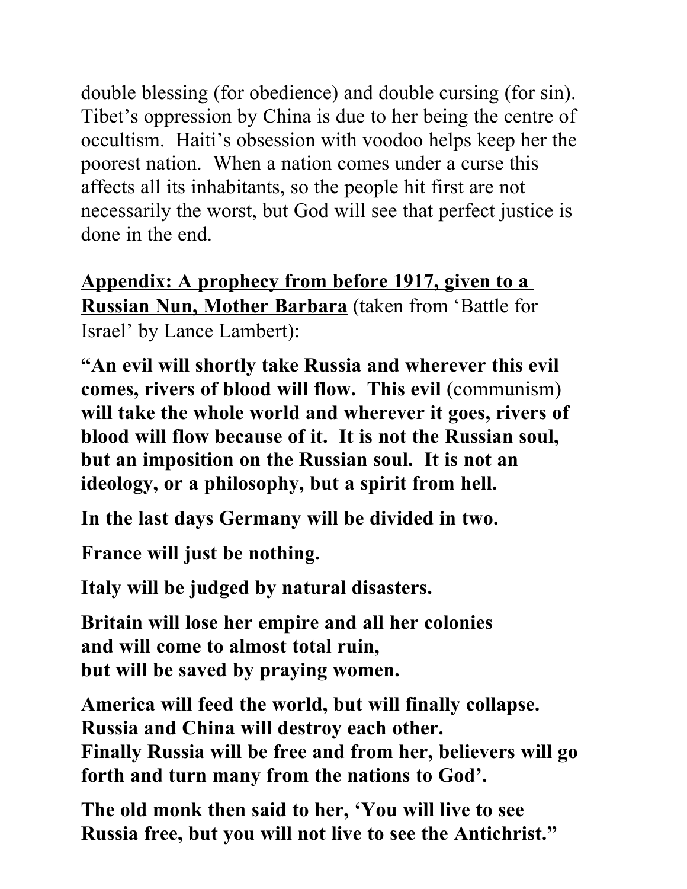double blessing (for obedience) and double cursing (for sin). Tibet's oppression by China is due to her being the centre of occultism. Haiti's obsession with voodoo helps keep her the poorest nation. When a nation comes under a curse this affects all its inhabitants, so the people hit first are not necessarily the worst, but God will see that perfect justice is done in the end.

**Appendix: A prophecy from before 1917, given to a Russian Nun, Mother Barbara** (taken from 'Battle for Israel' by Lance Lambert):

**"An evil will shortly take Russia and wherever this evil comes, rivers of blood will flow. This evil** (communism) **will take the whole world and wherever it goes, rivers of blood will flow because of it. It is not the Russian soul, but an imposition on the Russian soul. It is not an ideology, or a philosophy, but a spirit from hell.**

**In the last days Germany will be divided in two.**

**France will just be nothing.**

**Italy will be judged by natural disasters.**

**Britain will lose her empire and all her colonies**
**and will come to almost total ruin,**
**but will be saved by praying women.**

**America will feed the world, but will finally collapse.**
**Russia and China will destroy each other.**
**Finally Russia will be free and from her, believers will go forth and turn many from the nations to God'.**

**The old monk then said to her, 'You will live to see Russia free, but you will not live to see the Antichrist."**